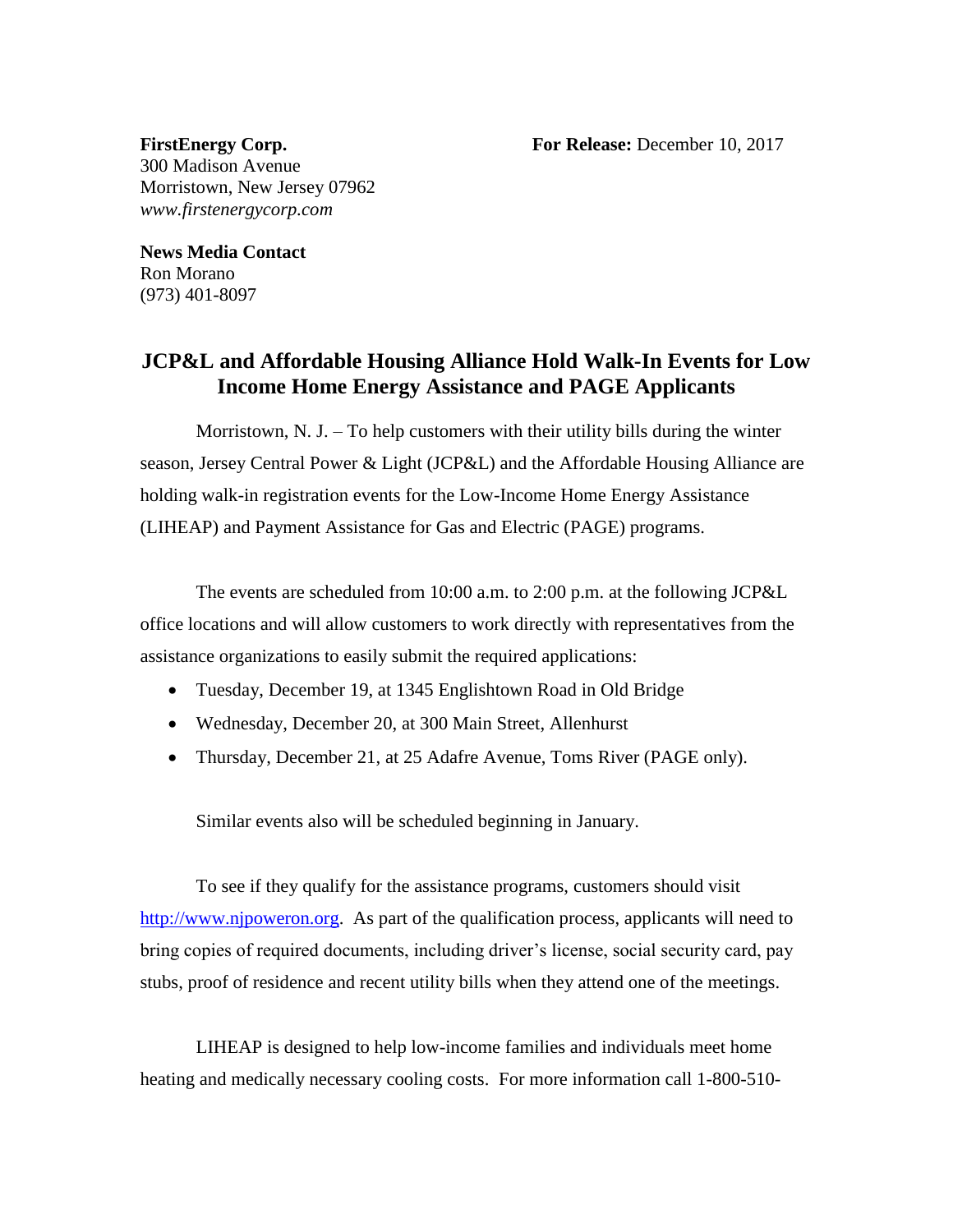**FirstEnergy Corp.**
300 Madison Avenue
Morristown, New Jersey 07962
*www.firstenergycorp.com*

**For Release:** December 10, 2017

**News Media Contact**
Ron Morano
(973) 401-8097

## JCP&L and Affordable Housing Alliance Hold Walk-In Events for Low Income Home Energy Assistance and PAGE Applicants

Morristown, N. J. – To help customers with their utility bills during the winter season, Jersey Central Power & Light (JCP&L) and the Affordable Housing Alliance are holding walk-in registration events for the Low-Income Home Energy Assistance (LIHEAP) and Payment Assistance for Gas and Electric (PAGE) programs.

The events are scheduled from 10:00 a.m. to 2:00 p.m. at the following JCP&L office locations and will allow customers to work directly with representatives from the assistance organizations to easily submit the required applications:

- Tuesday, December 19, at 1345 Englishtown Road in Old Bridge
- Wednesday, December 20, at 300 Main Street, Allenhurst
- Thursday, December 21, at 25 Adafre Avenue, Toms River (PAGE only).

Similar events also will be scheduled beginning in January.

To see if they qualify for the assistance programs, customers should visit http://www.njpoweron.org. As part of the qualification process, applicants will need to bring copies of required documents, including driver's license, social security card, pay stubs, proof of residence and recent utility bills when they attend one of the meetings.

LIHEAP is designed to help low-income families and individuals meet home heating and medically necessary cooling costs. For more information call 1-800-510-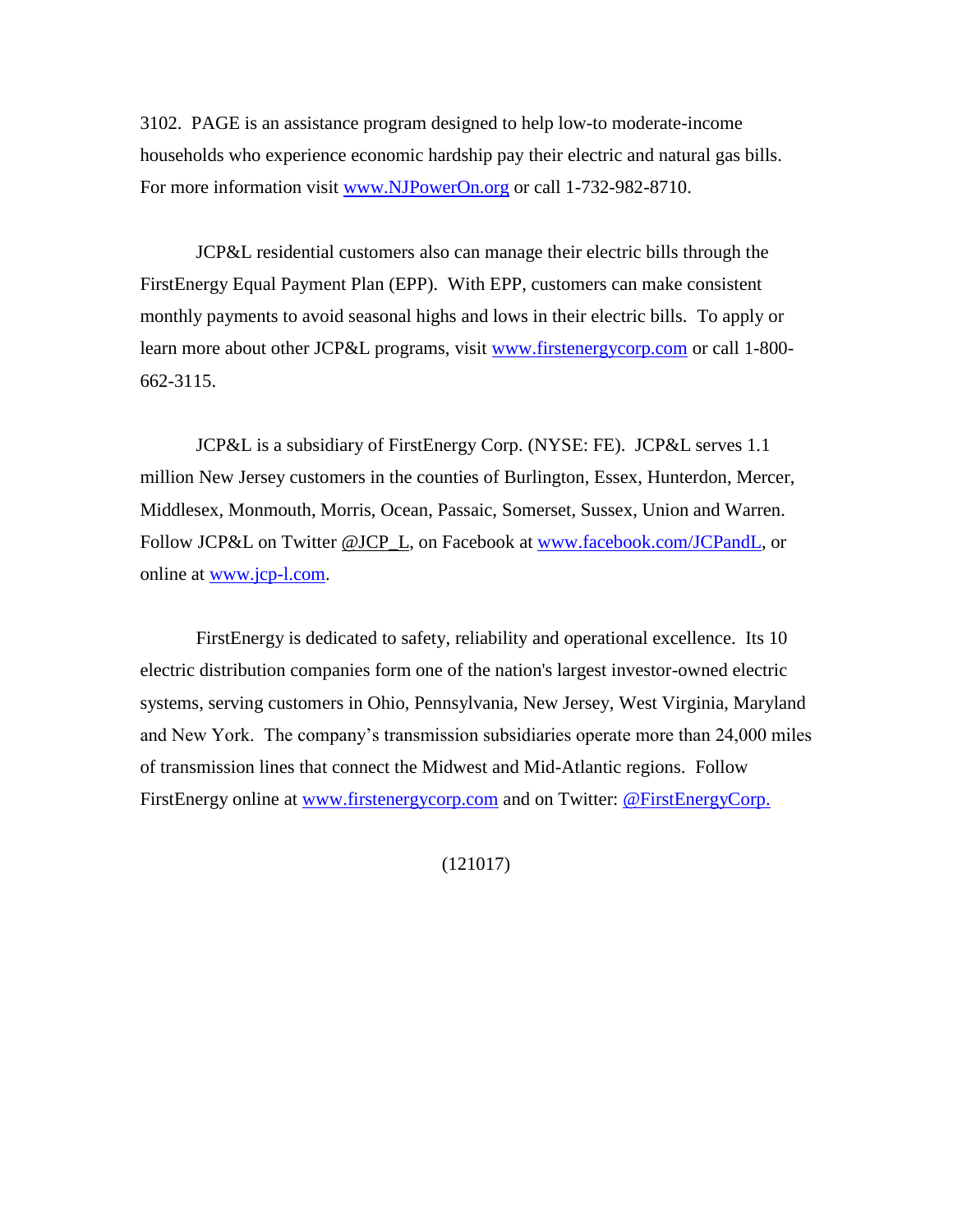3102. PAGE is an assistance program designed to help low-to moderate-income households who experience economic hardship pay their electric and natural gas bills. For more information visit www.NJPowerOn.org or call 1-732-982-8710.

JCP&L residential customers also can manage their electric bills through the FirstEnergy Equal Payment Plan (EPP). With EPP, customers can make consistent monthly payments to avoid seasonal highs and lows in their electric bills. To apply or learn more about other JCP&L programs, visit www.firstenergycorp.com or call 1-800-662-3115.

JCP&L is a subsidiary of FirstEnergy Corp. (NYSE: FE). JCP&L serves 1.1 million New Jersey customers in the counties of Burlington, Essex, Hunterdon, Mercer, Middlesex, Monmouth, Morris, Ocean, Passaic, Somerset, Sussex, Union and Warren. Follow JCP&L on Twitter @JCP_L, on Facebook at www.facebook.com/JCPandL, or online at www.jcp-l.com.

FirstEnergy is dedicated to safety, reliability and operational excellence. Its 10 electric distribution companies form one of the nation's largest investor-owned electric systems, serving customers in Ohio, Pennsylvania, New Jersey, West Virginia, Maryland and New York. The company's transmission subsidiaries operate more than 24,000 miles of transmission lines that connect the Midwest and Mid-Atlantic regions. Follow FirstEnergy online at www.firstenergycorp.com and on Twitter: @FirstEnergyCorp.

(121017)